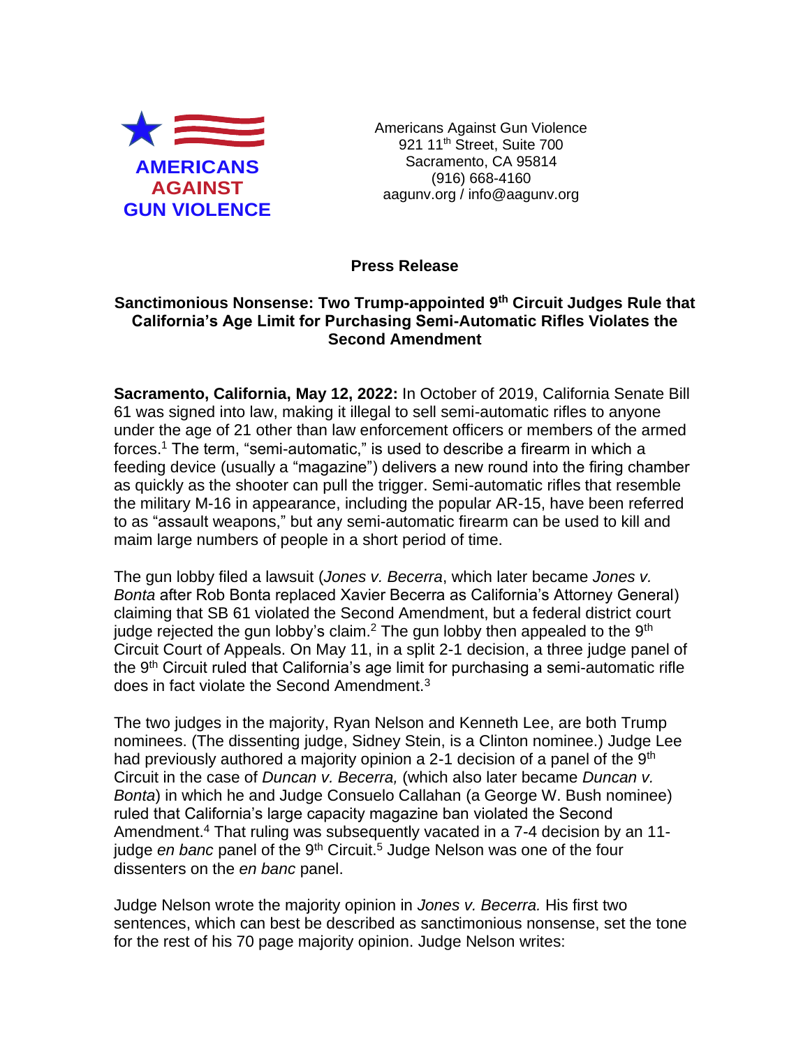**AMERICANS AGAINST GUN VIOLENCE**

Americans Against Gun Violence
921 11th Street, Suite 700
Sacramento, CA 95814
(916) 668-4160
aagunv.org / info@aagunv.org

**Press Release**

### Sanctimonious Nonsense: Two Trump-appointed 9th Circuit Judges Rule that California's Age Limit for Purchasing Semi-Automatic Rifles Violates the Second Amendment

**Sacramento, California, May 12, 2022:** In October of 2019, California Senate Bill 61 was signed into law, making it illegal to sell semi-automatic rifles to anyone under the age of 21 other than law enforcement officers or members of the armed forces.[1] The term, "semi-automatic," is used to describe a firearm in which a feeding device (usually a "magazine") delivers a new round into the firing chamber as quickly as the shooter can pull the trigger. Semi-automatic rifles that resemble the military M-16 in appearance, including the popular AR-15, have been referred to as "assault weapons," but any semi-automatic firearm can be used to kill and maim large numbers of people in a short period of time.

The gun lobby filed a lawsuit (*Jones v. Becerra*, which later became *Jones v. Bonta* after Rob Bonta replaced Xavier Becerra as California's Attorney General) claiming that SB 61 violated the Second Amendment, but a federal district court judge rejected the gun lobby's claim.[2] The gun lobby then appealed to the 9th Circuit Court of Appeals. On May 11, in a split 2-1 decision, a three judge panel of the 9th Circuit ruled that California's age limit for purchasing a semi-automatic rifle does in fact violate the Second Amendment.[3]

The two judges in the majority, Ryan Nelson and Kenneth Lee, are both Trump nominees. (The dissenting judge, Sidney Stein, is a Clinton nominee.) Judge Lee had previously authored a majority opinion a 2-1 decision of a panel of the 9th Circuit in the case of *Duncan v. Becerra,* (which also later became *Duncan v. Bonta*) in which he and Judge Consuelo Callahan (a George W. Bush nominee) ruled that California's large capacity magazine ban violated the Second Amendment.[4] That ruling was subsequently vacated in a 7-4 decision by an 11-judge *en banc* panel of the 9th Circuit.[5] Judge Nelson was one of the four dissenters on the *en banc* panel.

Judge Nelson wrote the majority opinion in *Jones v. Becerra.* His first two sentences, which can best be described as sanctimonious nonsense, set the tone for the rest of his 70 page majority opinion. Judge Nelson writes: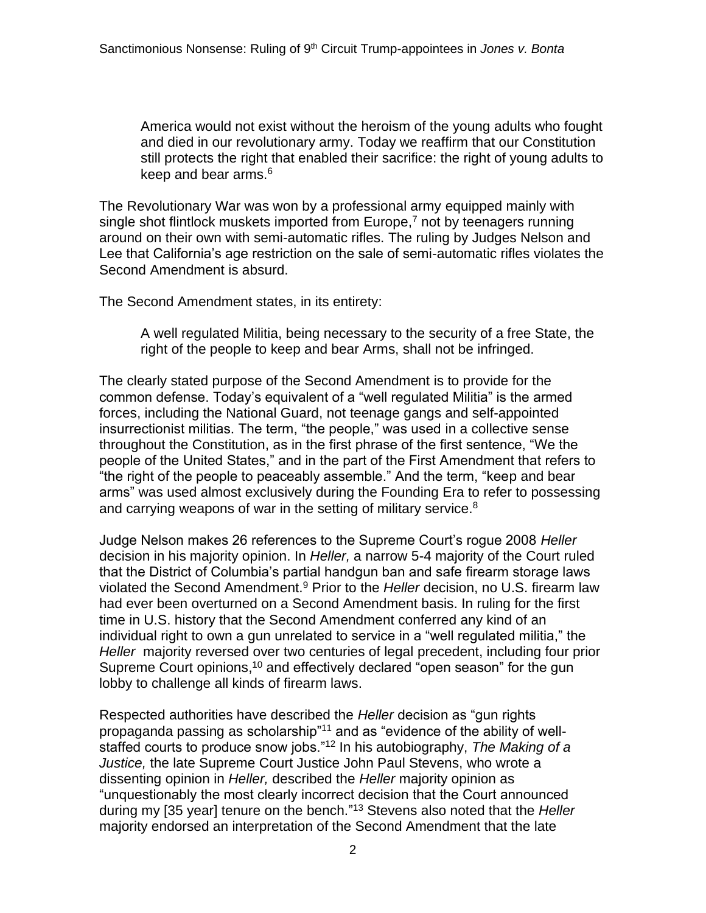> America would not exist without the heroism of the young adults who fought and died in our revolutionary army. Today we reaffirm that our Constitution still protects the right that enabled their sacrifice: the right of young adults to keep and bear arms.[6]

The Revolutionary War was won by a professional army equipped mainly with single shot flintlock muskets imported from Europe,[7] not by teenagers running around on their own with semi-automatic rifles. The ruling by Judges Nelson and Lee that California's age restriction on the sale of semi-automatic rifles violates the Second Amendment is absurd.

The Second Amendment states, in its entirety:

> A well regulated Militia, being necessary to the security of a free State, the right of the people to keep and bear Arms, shall not be infringed.

The clearly stated purpose of the Second Amendment is to provide for the common defense. Today's equivalent of a "well regulated Militia" is the armed forces, including the National Guard, not teenage gangs and self-appointed insurrectionist militias. The term, "the people," was used in a collective sense throughout the Constitution, as in the first phrase of the first sentence, "We the people of the United States," and in the part of the First Amendment that refers to "the right of the people to peaceably assemble." And the term, "keep and bear arms" was used almost exclusively during the Founding Era to refer to possessing and carrying weapons of war in the setting of military service.[8]

Judge Nelson makes 26 references to the Supreme Court's rogue 2008 *Heller* decision in his majority opinion. In *Heller,* a narrow 5-4 majority of the Court ruled that the District of Columbia's partial handgun ban and safe firearm storage laws violated the Second Amendment.[9] Prior to the *Heller* decision, no U.S. firearm law had ever been overturned on a Second Amendment basis. In ruling for the first time in U.S. history that the Second Amendment conferred any kind of an individual right to own a gun unrelated to service in a "well regulated militia," the *Heller* majority reversed over two centuries of legal precedent, including four prior Supreme Court opinions,[10] and effectively declared "open season" for the gun lobby to challenge all kinds of firearm laws.

Respected authorities have described the *Heller* decision as "gun rights propaganda passing as scholarship"[11] and as "evidence of the ability of well-staffed courts to produce snow jobs."[12] In his autobiography, *The Making of a Justice,* the late Supreme Court Justice John Paul Stevens, who wrote a dissenting opinion in *Heller,* described the *Heller* majority opinion as "unquestionably the most clearly incorrect decision that the Court announced during my [35 year] tenure on the bench."[13] Stevens also noted that the *Heller* majority endorsed an interpretation of the Second Amendment that the late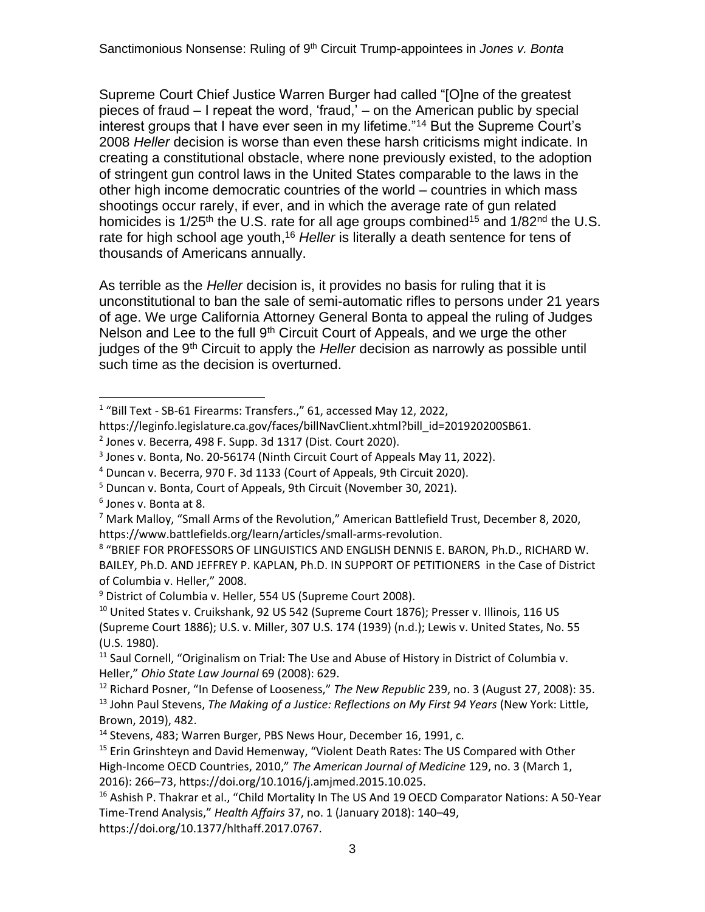Supreme Court Chief Justice Warren Burger had called "[O]ne of the greatest pieces of fraud – I repeat the word, 'fraud,' – on the American public by special interest groups that I have ever seen in my lifetime."[14] But the Supreme Court's 2008 *Heller* decision is worse than even these harsh criticisms might indicate. In creating a constitutional obstacle, where none previously existed, to the adoption of stringent gun control laws in the United States comparable to the laws in the other high income democratic countries of the world – countries in which mass shootings occur rarely, if ever, and in which the average rate of gun related homicides is 1/25th the U.S. rate for all age groups combined[15] and 1/82nd the U.S. rate for high school age youth,[16] *Heller* is literally a death sentence for tens of thousands of Americans annually.

As terrible as the *Heller* decision is, it provides no basis for ruling that it is unconstitutional to ban the sale of semi-automatic rifles to persons under 21 years of age. We urge California Attorney General Bonta to appeal the ruling of Judges Nelson and Lee to the full 9th Circuit Court of Appeals, and we urge the other judges of the 9th Circuit to apply the *Heller* decision as narrowly as possible until such time as the decision is overturned.

---

[1] "Bill Text - SB-61 Firearms: Transfers.," 61, accessed May 12, 2022, https://leginfo.legislature.ca.gov/faces/billNavClient.xhtml?bill_id=201920200SB61.

[2] Jones v. Becerra, 498 F. Supp. 3d 1317 (Dist. Court 2020).

[3] Jones v. Bonta, No. 20-56174 (Ninth Circuit Court of Appeals May 11, 2022).

[4] Duncan v. Becerra, 970 F. 3d 1133 (Court of Appeals, 9th Circuit 2020).

[5] Duncan v. Bonta, Court of Appeals, 9th Circuit (November 30, 2021).

[6] Jones v. Bonta at 8.

[7] Mark Malloy, "Small Arms of the Revolution," American Battlefield Trust, December 8, 2020, https://www.battlefields.org/learn/articles/small-arms-revolution.

[8] "BRIEF FOR PROFESSORS OF LINGUISTICS AND ENGLISH DENNIS E. BARON, Ph.D., RICHARD W. BAILEY, Ph.D. AND JEFFREY P. KAPLAN, Ph.D. IN SUPPORT OF PETITIONERS in the Case of District of Columbia v. Heller," 2008.

[9] District of Columbia v. Heller, 554 US (Supreme Court 2008).

[10] United States v. Cruikshank, 92 US 542 (Supreme Court 1876); Presser v. Illinois, 116 US (Supreme Court 1886); U.S. v. Miller, 307 U.S. 174 (1939) (n.d.); Lewis v. United States, No. 55 (U.S. 1980).

[11] Saul Cornell, "Originalism on Trial: The Use and Abuse of History in District of Columbia v. Heller," *Ohio State Law Journal* 69 (2008): 629.

[12] Richard Posner, "In Defense of Looseness," *The New Republic* 239, no. 3 (August 27, 2008): 35.

[13] John Paul Stevens, *The Making of a Justice: Reflections on My First 94 Years* (New York: Little, Brown, 2019), 482.

[14] Stevens, 483; Warren Burger, PBS News Hour, December 16, 1991, c.

[15] Erin Grinshteyn and David Hemenway, "Violent Death Rates: The US Compared with Other High-Income OECD Countries, 2010," *The American Journal of Medicine* 129, no. 3 (March 1, 2016): 266–73, https://doi.org/10.1016/j.amjmed.2015.10.025.

[16] Ashish P. Thakrar et al., "Child Mortality In The US And 19 OECD Comparator Nations: A 50-Year Time-Trend Analysis," *Health Affairs* 37, no. 1 (January 2018): 140–49, https://doi.org/10.1377/hlthaff.2017.0767.